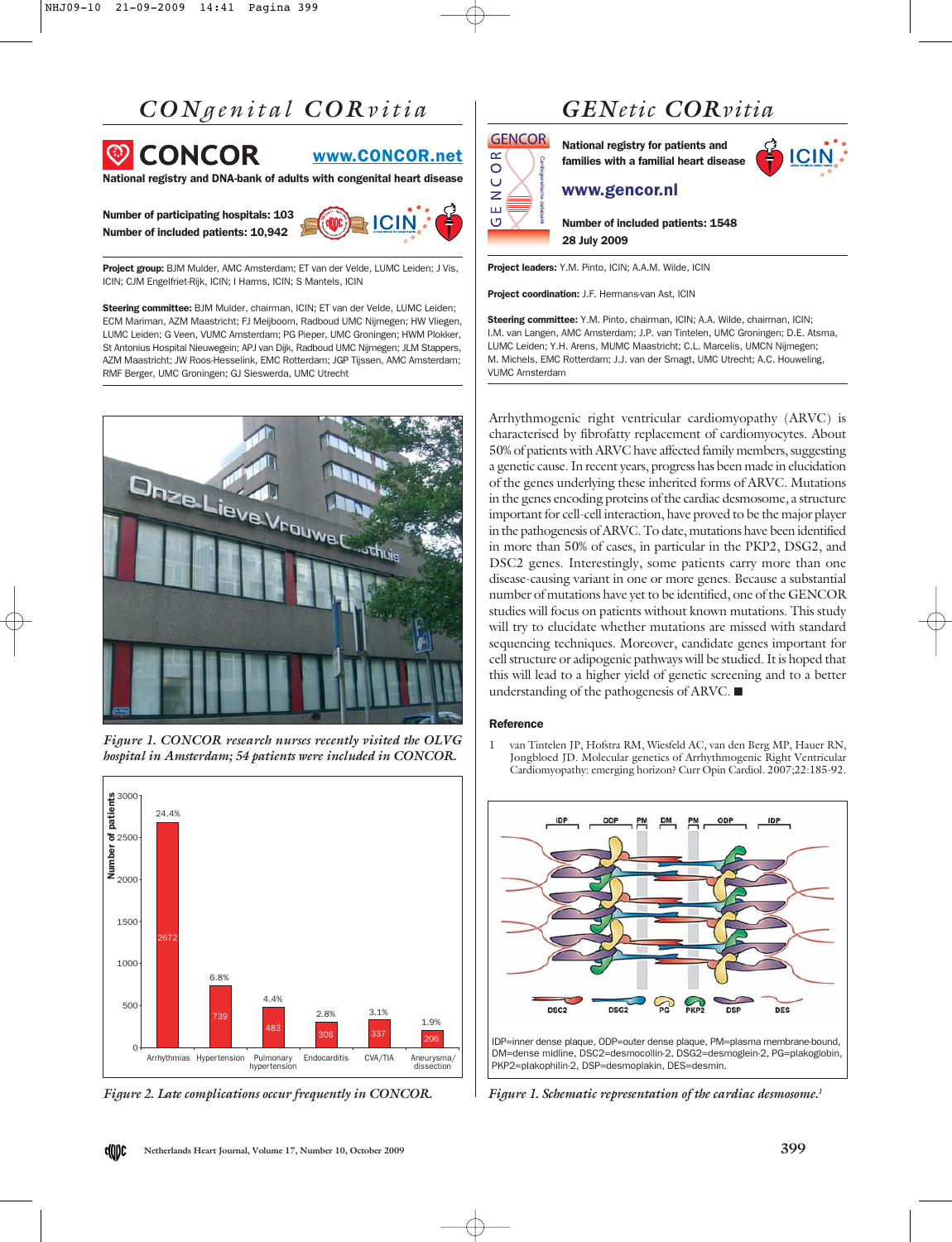# CONgenital CORvitia

## CONCOR

www.CONCOR.net

**National registry and DNA-bank of adults with congenital heart disease**

**Number of participating hospitals: 103**
**Number of included patients: 10,942**

**Project group:** BJM Mulder, AMC Amsterdam; ET van der Velde, LUMC Leiden; J Vis, ICIN; CJM Engelfriet-Rijk, ICIN; I Harms, ICIN; S Mantels, ICIN

**Steering committee:** BJM Mulder, chairman, ICIN; ET van der Velde, LUMC Leiden; ECM Mariman, AZM Maastricht; FJ Meijboom, Radboud UMC Nijmegen; HW Vliegen, LUMC Leiden; G Veen, VUMC Amsterdam; PG Pieper, UMC Groningen; HWM Plokker, St Antonius Hospital Nieuwegein; APJ van Dijk, Radboud UMC Nijmegen; JLM Stappers, AZM Maastricht; JW Roos-Hesselink, EMC Rotterdam; JGP Tijssen, AMC Amsterdam; RMF Berger, UMC Groningen; GJ Sieswerda, UMC Utrecht

*Figure 1. CONCOR research nurses recently visited the OLVG hospital in Amsterdam; 54 patients were included in CONCOR.*

| Complication | Number of patients | % |
|---|---|---|
| Arrhythmias | 2672 | 24.4% |
| Hypertension | 739 | 6.8% |
| Pulmonary hypertension | 483 | 4.4% |
| Endocarditis | 306 | 2.8% |
| CVA/TIA | 337 | 3.1% |
| Aneurysma/dissection | 206 | 1.9% |

*Figure 2. Late complications occur frequently in CONCOR.*

# GENetic CORvitia

## GENCOR

**National registry for patients and families with a familial heart disease**

www.gencor.nl

**Number of included patients: 1548**
**28 July 2009**

**Project leaders:** Y.M. Pinto, ICIN; A.A.M. Wilde, ICIN

**Project coordination:** J.F. Hermans-van Ast, ICIN

**Steering committee:** Y.M. Pinto, chairman, ICIN; A.A. Wilde, chairman, ICIN; I.M. van Langen, AMC Amsterdam; J.P. van Tintelen, UMC Groningen; D.E. Atsma, LUMC Leiden; Y.H. Arens, MUMC Maastricht; C.L. Marcelis, UMCN Nijmegen; M. Michels, EMC Rotterdam; J.J. van der Smagt, UMC Utrecht; A.C. Houweling, VUMC Amsterdam

Arrhythmogenic right ventricular cardiomyopathy (ARVC) is characterised by fibrofatty replacement of cardiomyocytes. About 50% of patients with ARVC have affected family members, suggesting a genetic cause. In recent years, progress has been made in elucidation of the genes underlying these inherited forms of ARVC. Mutations in the genes encoding proteins of the cardiac desmosome, a structure important for cell-cell interaction, have proved to be the major player in the pathogenesis of ARVC. To date, mutations have been identified in more than 50% of cases, in particular in the PKP2, DSG2, and DSC2 genes. Interestingly, some patients carry more than one disease-causing variant in one or more genes. Because a substantial number of mutations have yet to be identified, one of the GENCOR studies will focus on patients without known mutations. This study will try to elucidate whether mutations are missed with standard sequencing techniques. Moreover, candidate genes important for cell structure or adipogenic pathways will be studied. It is hoped that this will lead to a higher yield of genetic screening and to a better understanding of the pathogenesis of ARVC. ■

### Reference

1. van Tintelen JP, Hofstra RM, Wiesfeld AC, van den Berg MP, Hauer RN, Jongbloed JD. Molecular genetics of Arrhythmogenic Right Ventricular Cardiomyopathy: emerging horizon? Curr Opin Cardiol. 2007;22:185-92.

IDP=inner dense plaque, ODP=outer dense plaque, PM=plasma membrane-bound, DM=dense midline, DSC2=desmocollin-2, DSG2=desmoglein-2, PG=plakoglobin, PKP2=plakophilin-2, DSP=desmoplakin, DES=desmin.

*Figure 1. Schematic representation of the cardiac desmosome.[1]*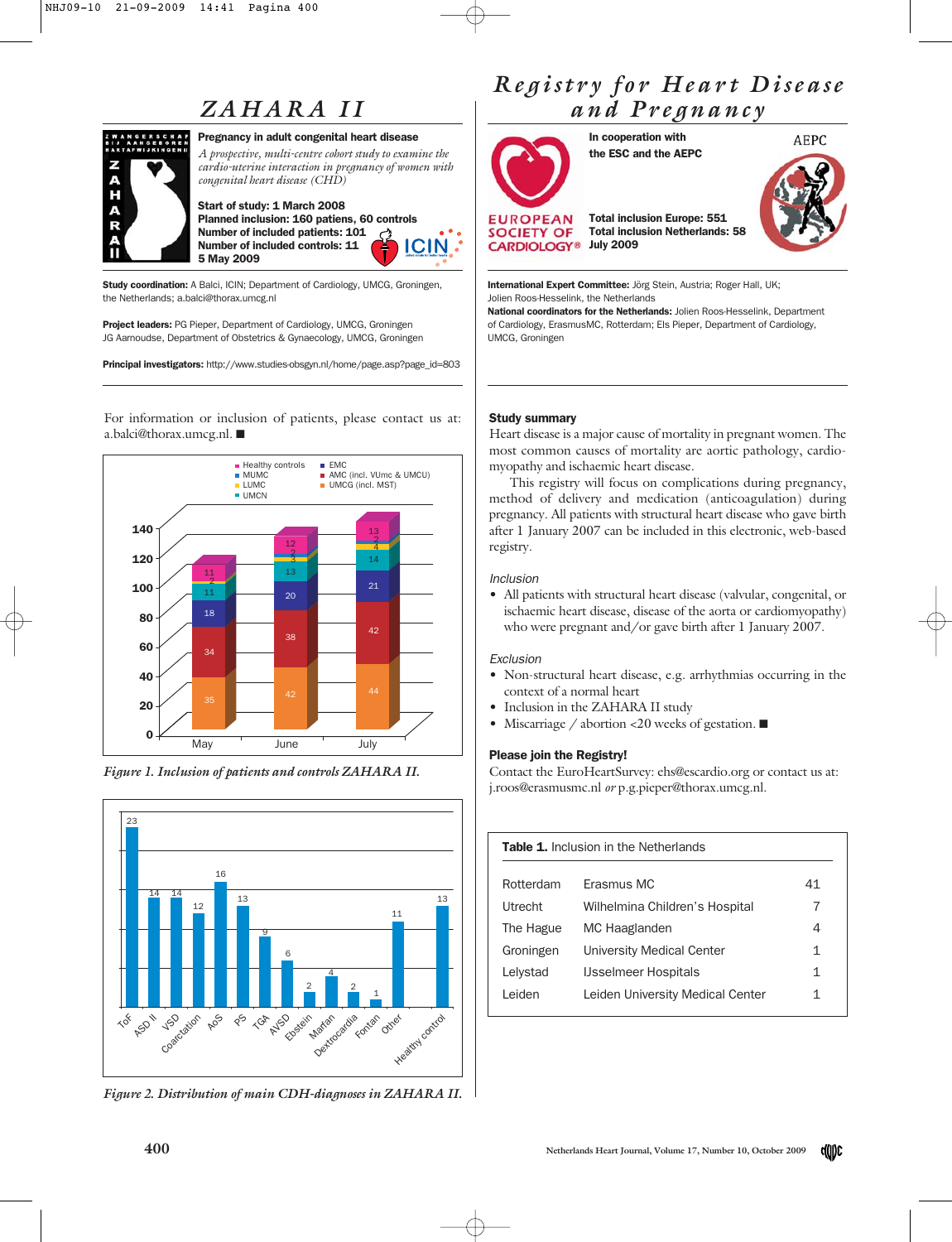# ZAHARA II

**Pregnancy in adult congenital heart disease**

*A prospective, multi-centre cohort study to examine the cardio-uterine interaction in pregnancy of women with congenital heart disease (CHD)*

**Start of study: 1 March 2008**
**Planned inclusion: 160 patiens, 60 controls**
**Number of included patients: 101**
**Number of included controls: 11**
**5 May 2009**

**Study coordination:** A Balci, ICIN; Department of Cardiology, UMCG, Groningen, the Netherlands; a.balci@thorax.umcg.nl

**Project leaders:** PG Pieper, Department of Cardiology, UMCG, Groningen
JG Aarnoudse, Department of Obstetrics & Gynaecology, UMCG, Groningen

**Principal investigators:** http://www.studies-obsgyn.nl/home/page.asp?page_id=803

For information or inclusion of patients, please contact us at: a.balci@thorax.umcg.nl. ■

*Figure 1. Inclusion of patients and controls ZAHARA II.*

*Figure 2. Distribution of main CDH-diagnoses in ZAHARA II.*

# Registry for Heart Disease and Pregnancy

**In cooperation with the ESC and the AEPC**

**Total inclusion Europe: 551**
**Total inclusion Netherlands: 58**
**July 2009**

**International Expert Committee:** Jörg Stein, Austria; Roger Hall, UK; Jolien Roos-Hesselink, the Netherlands
**National coordinators for the Netherlands:** Jolien Roos-Hesselink, Department of Cardiology, ErasmusMC, Rotterdam; Els Pieper, Department of Cardiology, UMCG, Groningen

### Study summary

Heart disease is a major cause of mortality in pregnant women. The most common causes of mortality are aortic pathology, cardiomyopathy and ischaemic heart disease.

This registry will focus on complications during pregnancy, method of delivery and medication (anticoagulation) during pregnancy. All patients with structural heart disease who gave birth after 1 January 2007 can be included in this electronic, web-based registry.

*Inclusion*

- All patients with structural heart disease (valvular, congenital, or ischaemic heart disease, disease of the aorta or cardiomyopathy) who were pregnant and/or gave birth after 1 January 2007.

*Exclusion*

- Non-structural heart disease, e.g. arrhythmias occurring in the context of a normal heart
- Inclusion in the ZAHARA II study
- Miscarriage / abortion <20 weeks of gestation. ■

### Please join the Registry!

Contact the EuroHeartSurvey: ehs@escardio.org or contact us at: j.roos@erasmusmc.nl *or* p.g.pieper@thorax.umcg.nl.

**Table 1.** Inclusion in the Netherlands

| | | |
|---|---|---|
| Rotterdam | Erasmus MC | 41 |
| Utrecht | Wilhelmina Children's Hospital | 7 |
| The Hague | MC Haaglanden | 4 |
| Groningen | University Medical Center | 1 |
| Lelystad | IJsselmeer Hospitals | 1 |
| Leiden | Leiden University Medical Center | 1 |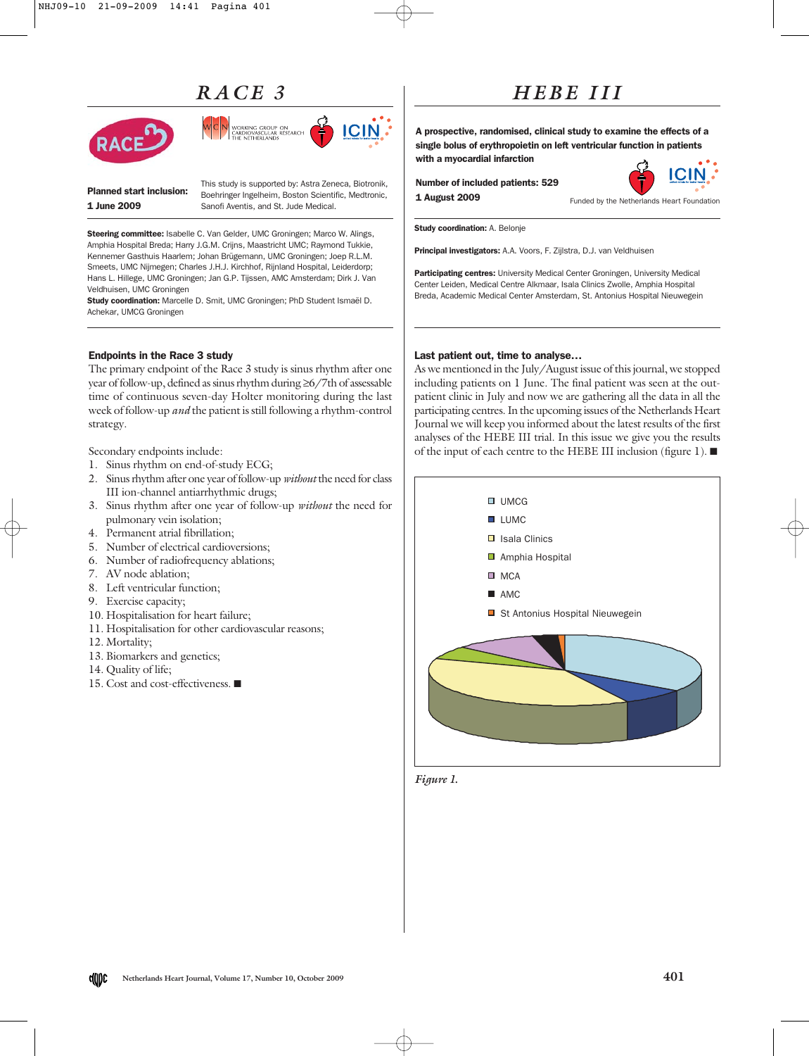# RACE 3

Planned start inclusion:
**1 June 2009**

This study is supported by: Astra Zeneca, Biotronik, Boehringer Ingelheim, Boston Scientific, Medtronic, Sanofi Aventis, and St. Jude Medical.

**Steering committee:** Isabelle C. Van Gelder, UMC Groningen; Marco W. Alings, Amphia Hospital Breda; Harry J.G.M. Crijns, Maastricht UMC; Raymond Tukkie, Kennemer Gasthuis Haarlem; Johan Brügemann, UMC Groningen; Joep R.L.M. Smeets, UMC Nijmegen; Charles J.H.J. Kirchhof, Rijnland Hospital, Leiderdorp; Hans L. Hillege, UMC Groningen; Jan G.P. Tijssen, AMC Amsterdam; Dirk J. Van Veldhuisen, UMC Groningen
**Study coordination:** Marcelle D. Smit, UMC Groningen; PhD Student Ismaël D. Achekar, UMCG Groningen

### Endpoints in the Race 3 study

The primary endpoint of the Race 3 study is sinus rhythm after one year of follow-up, defined as sinus rhythm during ≥6/7th of assessable time of continuous seven-day Holter monitoring during the last week of follow-up *and* the patient is still following a rhythm-control strategy.

Secondary endpoints include:

1. Sinus rhythm on end-of-study ECG;
2. Sinus rhythm after one year of follow-up *without* the need for class III ion-channel antiarrhythmic drugs;
3. Sinus rhythm after one year of follow-up *without* the need for pulmonary vein isolation;
4. Permanent atrial fibrillation;
5. Number of electrical cardioversions;
6. Number of radiofrequency ablations;
7. AV node ablation;
8. Left ventricular function;
9. Exercise capacity;
10. Hospitalisation for heart failure;
11. Hospitalisation for other cardiovascular reasons;
12. Mortality;
13. Biomarkers and genetics;
14. Quality of life;
15. Cost and cost-effectiveness. ■

# HEBE III

**A prospective, randomised, clinical study to examine the effects of a single bolus of erythropoietin on left ventricular function in patients with a myocardial infarction**

**Number of included patients: 529**
**1 August 2009**

Funded by the Netherlands Heart Foundation

**Study coordination:** A. Belonje

**Principal investigators:** A.A. Voors, F. Zijlstra, D.J. van Veldhuisen

**Participating centres:** University Medical Center Groningen, University Medical Center Leiden, Medical Centre Alkmaar, Isala Clinics Zwolle, Amphia Hospital Breda, Academic Medical Center Amsterdam, St. Antonius Hospital Nieuwegein

### Last patient out, time to analyse…

As we mentioned in the July/August issue of this journal, we stopped including patients on 1 June. The final patient was seen at the outpatient clinic in July and now we are gathering all the data in all the participating centres. In the upcoming issues of the Netherlands Heart Journal we will keep you informed about the latest results of the first analyses of the HEBE III trial. In this issue we give you the results of the input of each centre to the HEBE III inclusion (figure 1). ■

UMCG
LUMC
Isala Clinics
Amphia Hospital
MCA
AMC
St Antonius Hospital Nieuwegein

*Figure 1.*